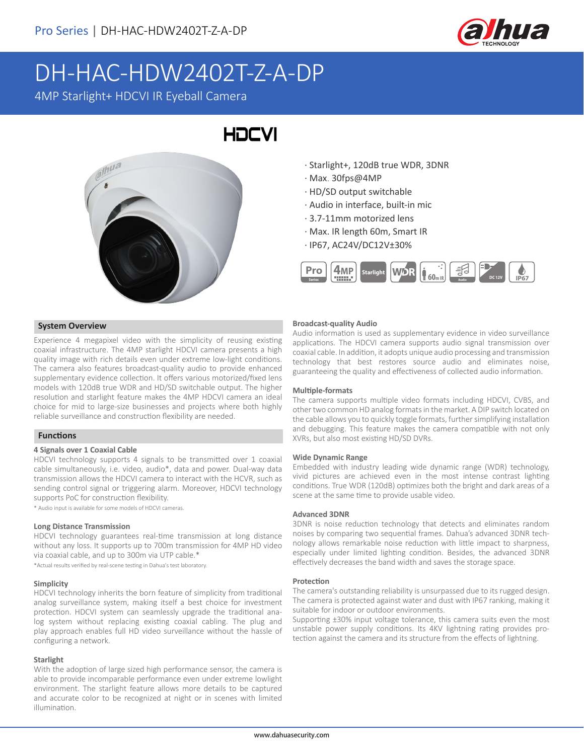# DH-HAC-HDW2402T-Z-A-DP

4MP Starlight+ HDCVI IR Eyeball Camera

- Starlight+, 120dB true WDR, 3DNR
- Max. 30fps@4MP
- HD/SD output switchable
- Audio in interface, built-in mic
- 3.7-11mm motorized lens
- Max. IR length 60m, Smart IR
- IP67, AC24V/DC12V±30%

## System Overview

Experience 4 megapixel video with the simplicity of reusing existing coaxial infrastructure. The 4MP starlight HDCVI camera presents a high quality image with rich details even under extreme low-light conditions. The camera also features broadcast-quality audio to provide enhanced supplementary evidence collection. It offers various motorized/fixed lens models with 120dB true WDR and HD/SD switchable output. The higher resolution and starlight feature makes the 4MP HDCVI camera an ideal choice for mid to large-size businesses and projects where both highly reliable surveillance and construction flexibility are needed.

## Functions

### 4 Signals over 1 Coaxial Cable

HDCVI technology supports 4 signals to be transmitted over 1 coaxial cable simultaneously, i.e. video, audio*, data and power. Dual-way data transmission allows the HDCVI camera to interact with the HCVR, such as sending control signal or triggering alarm. Moreover, HDCVI technology supports PoC for construction flexibility.

* Audio input is available for some models of HDCVI cameras.

### Long Distance Transmission

HDCVI technology guarantees real-time transmission at long distance without any loss. It supports up to 700m transmission for 4MP HD video via coaxial cable, and up to 300m via UTP cable.*

*Actual results verified by real-scene testing in Dahua's test laboratory.

### Simplicity

HDCVI technology inherits the born feature of simplicity from traditional analog surveillance system, making itself a best choice for investment protection. HDCVI system can seamlessly upgrade the traditional analog system without replacing existing coaxial cabling. The plug and play approach enables full HD video surveillance without the hassle of configuring a network.

### Starlight

With the adoption of large sized high performance sensor, the camera is able to provide incomparable performance even under extreme lowlight environment. The starlight feature allows more details to be captured and accurate color to be recognized at night or in scenes with limited illumination.

### Broadcast-quality Audio

Audio information is used as supplementary evidence in video surveillance applications. The HDCVI camera supports audio signal transmission over coaxial cable. In addition, it adopts unique audio processing and transmission technology that best restores source audio and eliminates noise, guaranteeing the quality and effectiveness of collected audio information.

### Multiple-formats

The camera supports multiple video formats including HDCVI, CVBS, and other two common HD analog formats in the market. A DIP switch located on the cable allows you to quickly toggle formats, further simplifying installation and debugging. This feature makes the camera compatible with not only XVRs, but also most existing HD/SD DVRs.

### Wide Dynamic Range

Embedded with industry leading wide dynamic range (WDR) technology, vivid pictures are achieved even in the most intense contrast lighting conditions. True WDR (120dB) optimizes both the bright and dark areas of a scene at the same time to provide usable video.

### Advanced 3DNR

3DNR is noise reduction technology that detects and eliminates random noises by comparing two sequential frames. Dahua's advanced 3DNR technology allows remarkable noise reduction with little impact to sharpness, especially under limited lighting condition. Besides, the advanced 3DNR effectively decreases the band width and saves the storage space.

### Protection

The camera's outstanding reliability is unsurpassed due to its rugged design. The camera is protected against water and dust with IP67 ranking, making it suitable for indoor or outdoor environments.

Supporting ±30% input voltage tolerance, this camera suits even the most unstable power supply conditions. Its 4KV lightning rating provides protection against the camera and its structure from the effects of lightning.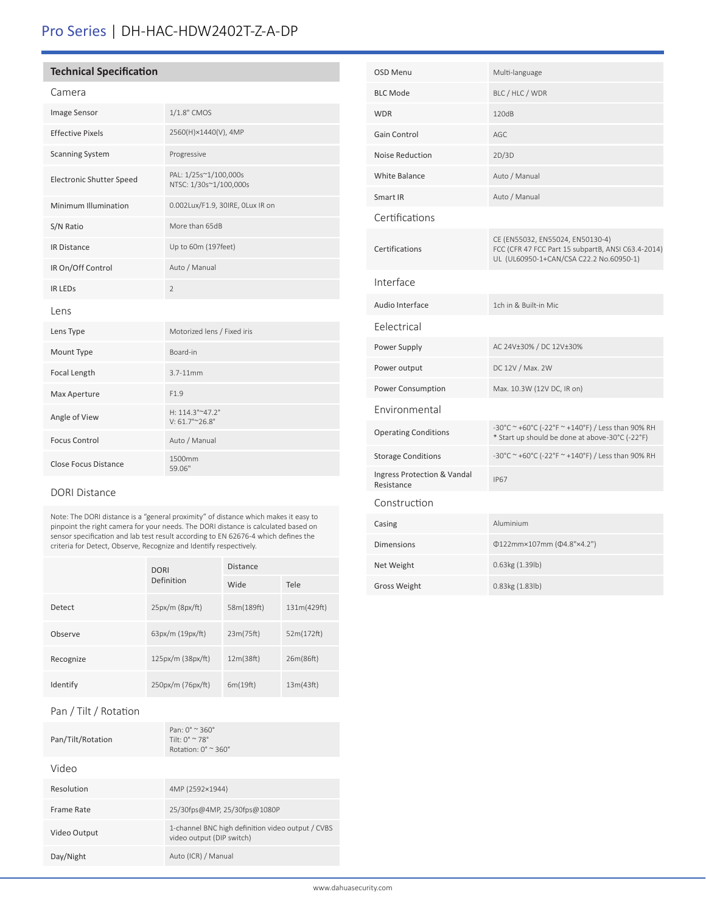# Pro Series | DH-HAC-HDW2402T-Z-A-DP

## Technical Specification

### Camera

| | |
|---|---|
| Image Sensor | 1/1.8" CMOS |
| Effective Pixels | 2560(H)×1440(V), 4MP |
| Scanning System | Progressive |
| Electronic Shutter Speed | PAL: 1/25s~1/100,000s<br>NTSC: 1/30s~1/100,000s |
| Minimum Illumination | 0.002Lux/F1.9, 30IRE, 0Lux IR on |
| S/N Ratio | More than 65dB |
| IR Distance | Up to 60m (197feet) |
| IR On/Off Control | Auto / Manual |
| IR LEDs | 2 |

### Lens

| | |
|---|---|
| Lens Type | Motorized lens / Fixed iris |
| Mount Type | Board-in |
| Focal Length | 3.7-11mm |
| Max Aperture | F1.9 |
| Angle of View | H: 114.3°~47.2°<br>V: 61.7°~26.8° |
| Focus Control | Auto / Manual |
| Close Focus Distance | 1500mm<br>59.06" |

### DORI Distance

Note: The DORI distance is a "general proximity" of distance which makes it easy to pinpoint the right camera for your needs. The DORI distance is calculated based on sensor specification and lab test result according to EN 62676-4 which defines the criteria for Detect, Observe, Recognize and Identify respectively.

| | DORI Definition | Distance | |
|---|---|---|---|
| | | Wide | Tele |
| Detect | 25px/m (8px/ft) | 58m(189ft) | 131m(429ft) |
| Observe | 63px/m (19px/ft) | 23m(75ft) | 52m(172ft) |
| Recognize | 125px/m (38px/ft) | 12m(38ft) | 26m(86ft) |
| Identify | 250px/m (76px/ft) | 6m(19ft) | 13m(43ft) |

### Pan / Tilt / Rotation

| | |
|---|---|
| Pan/Tilt/Rotation | Pan: 0° ~ 360°<br>Tilt: 0° ~ 78°<br>Rotation: 0° ~ 360° |

### Video

| | |
|---|---|
| Resolution | 4MP (2592×1944) |
| Frame Rate | 25/30fps@4MP, 25/30fps@1080P |
| Video Output | 1-channel BNC high definition video output / CVBS video output (DIP switch) |
| Day/Night | Auto (ICR) / Manual |
| OSD Menu | Multi-language |
| BLC Mode | BLC / HLC / WDR |
| WDR | 120dB |
| Gain Control | AGC |
| Noise Reduction | 2D/3D |
| White Balance | Auto / Manual |
| Smart IR | Auto / Manual |

### Certifications

| | |
|---|---|
| Certifications | CE (EN55032, EN55024, EN50130-4)<br>FCC (CFR 47 FCC Part 15 subpartB, ANSI C63.4-2014)<br>UL (UL60950-1+CAN/CSA C22.2 No.60950-1) |

### Interface

| | |
|---|---|
| Audio Interface | 1ch in & Built-in Mic |

### Eelectrical

| | |
|---|---|
| Power Supply | AC 24V±30% / DC 12V±30% |
| Power output | DC 12V / Max. 2W |
| Power Consumption | Max. 10.3W (12V DC, IR on) |

### Environmental

| | |
|---|---|
| Operating Conditions | -30°C ~ +60°C (-22°F ~ +140°F) / Less than 90% RH<br>* Start up should be done at above-30°C (-22°F) |
| Storage Conditions | -30°C ~ +60°C (-22°F ~ +140°F) / Less than 90% RH |
| Ingress Protection & Vandal Resistance | IP67 |

### Construction

| | |
|---|---|
| Casing | Aluminium |
| Dimensions | Φ122mm×107mm (Φ4.8"×4.2") |
| Net Weight | 0.63kg (1.39lb) |
| Gross Weight | 0.83kg (1.83lb) |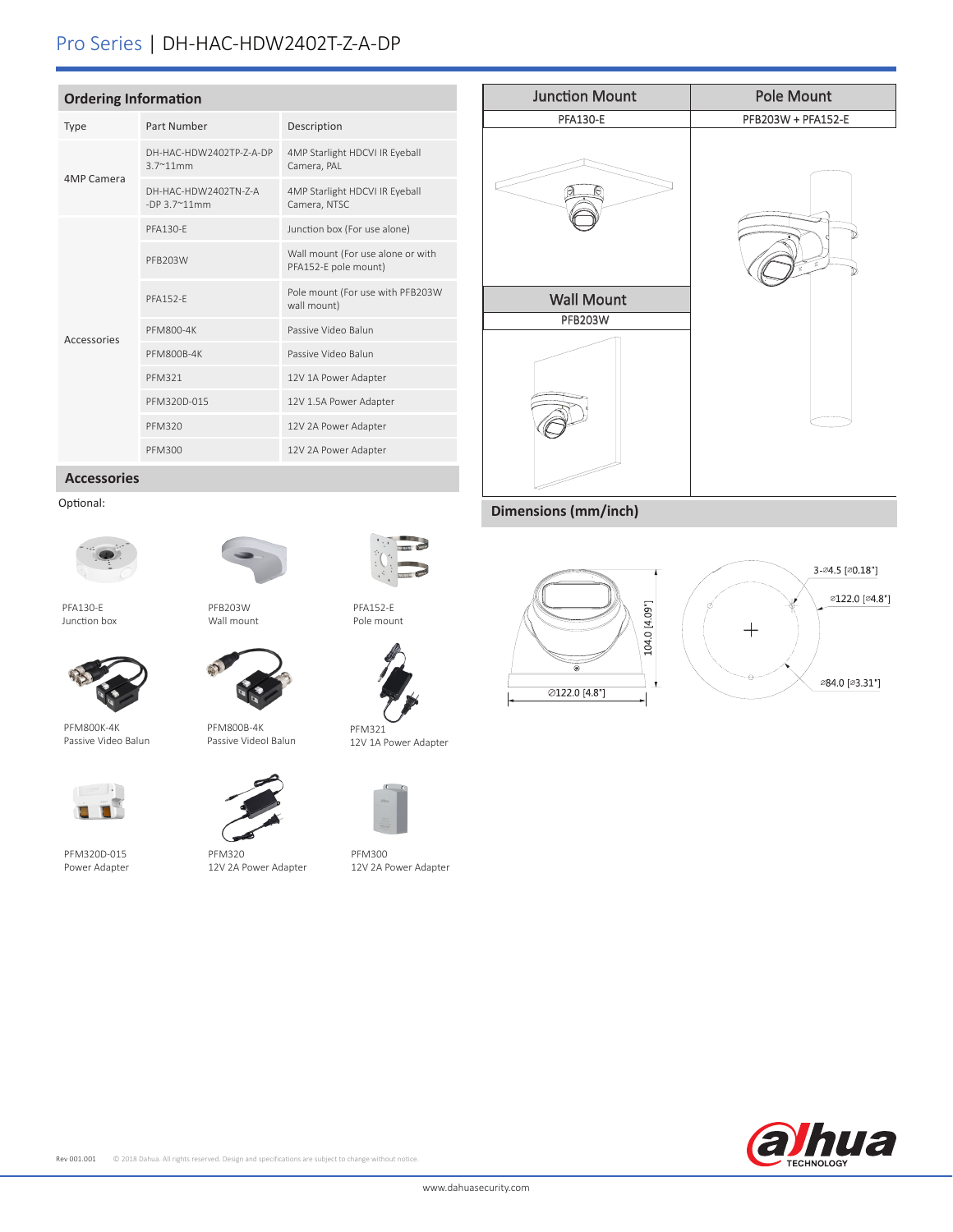# Pro Series | DH-HAC-HDW2402T-Z-A-DP

## Ordering Information

| Type | Part Number | Description |
|---|---|---|
| 4MP Camera | DH-HAC-HDW2402TP-Z-A-DP 3.7~11mm | 4MP Starlight HDCVI IR Eyeball Camera, PAL |
| | DH-HAC-HDW2402TN-Z-A-DP 3.7~11mm | 4MP Starlight HDCVI IR Eyeball Camera, NTSC |
| Accessories | PFA130-E | Junction box (For use alone) |
| | PFB203W | Wall mount (For use alone or with PFA152-E pole mount) |
| | PFA152-E | Pole mount (For use with PFB203W wall mount) |
| | PFM800-4K | Passive Video Balun |
| | PFM800B-4K | Passive Video Balun |
| | PFM321 | 12V 1A Power Adapter |
| | PFM320D-015 | 12V 1.5A Power Adapter |
| | PFM320 | 12V 2A Power Adapter |
| | PFM300 | 12V 2A Power Adapter |

| Junction Mount | Pole Mount |
|---|---|
| PFA130-E | PFB203W + PFA152-E |

| Wall Mount |
|---|
| PFB203W |

## Accessories

Optional:

PFA130-E
Junction box

PFB203W
Wall mount

PFA152-E
Pole mount

PFM800K-4K
Passive Video Balun

PFM800B-4K
Passive Videol Balun

PFM321
12V 1A Power Adapter

PFM320D-015
Power Adapter

PFM320
12V 2A Power Adapter

PFM300
12V 2A Power Adapter

## Dimensions (mm/inch)

104.0 [4.09"]

⌀122.0 [4.8"]

3-⌀4.5 [⌀0.18"]

⌀122.0 [⌀4.8"]

⌀84.0 [⌀3.31"]

Rev 001.001 © 2018 Dahua. All rights reserved. Design and specifications are subject to change without notice.

www.dahuasecurity.com